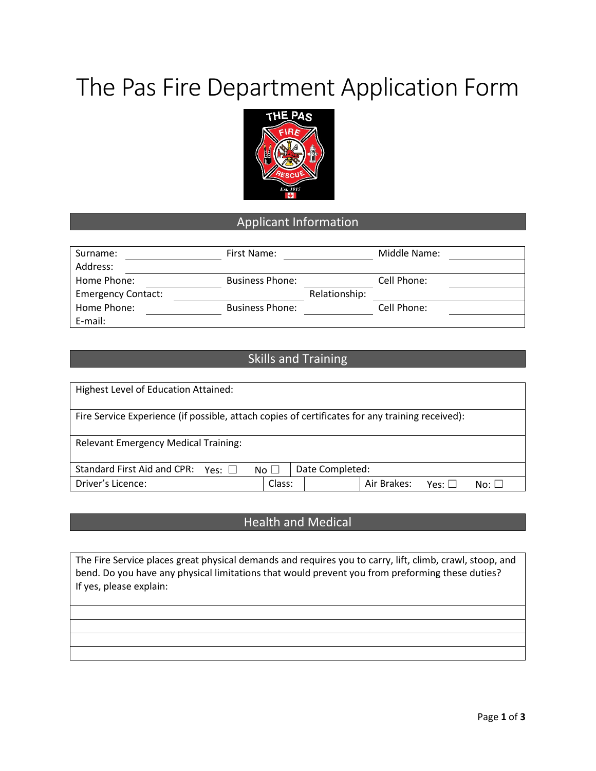# The Pas Fire Department Application Form

## Applicant Information

| | | | | | |
|---|---|---|---|---|---|
| Surname: | | First Name: | | Middle Name: | |
| Address: | | | | | |
| Home Phone: | | Business Phone: | | Cell Phone: | |
| Emergency Contact: | | | Relationship: | | |
| Home Phone: | | Business Phone: | | Cell Phone: | |
| E-mail: | | | | | |

## Skills and Training

Highest Level of Education Attained:

Fire Service Experience (if possible, attach copies of certificates for any training received):

Relevant Emergency Medical Training:

| | | | |
|---|---|---|---|
| Standard First Aid and CPR: Yes: ☐ No ☐ | Date Completed: | | |
| Driver's Licence: | Class: | | Air Brakes: Yes: ☐ No: ☐ |

## Health and Medical

The Fire Service places great physical demands and requires you to carry, lift, climb, crawl, stoop, and bend. Do you have any physical limitations that would prevent you from preforming these duties?
If yes, please explain: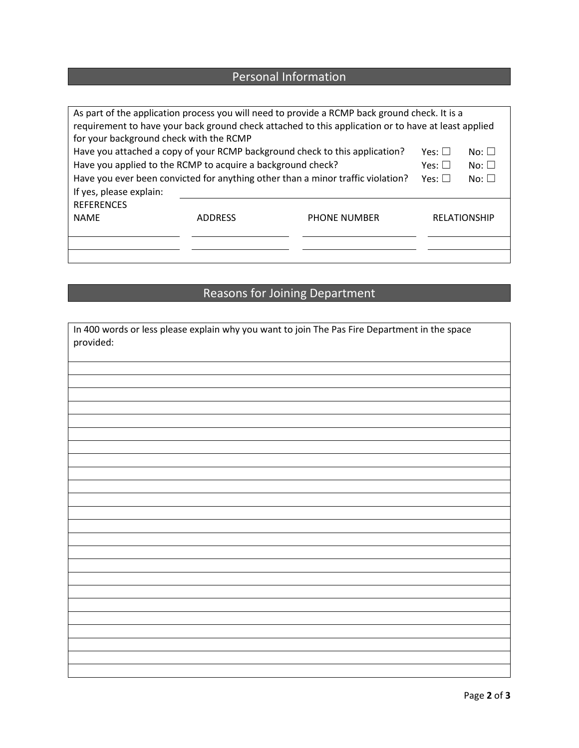## Personal Information

As part of the application process you will need to provide a RCMP back ground check. It is a requirement to have your back ground check attached to this application or to have at least applied for your background check with the RCMP

| | | |
|---|---|---|
| Have you attached a copy of your RCMP background check to this application? | Yes: ☐ | No: ☐ |
| Have you applied to the RCMP to acquire a background check? | Yes: ☐ | No: ☐ |
| Have you ever been convicted for anything other than a minor traffic violation? | Yes: ☐ | No: ☐ |

If yes, please explain: ______________________________

REFERENCES

| NAME | ADDRESS | PHONE NUMBER | RELATIONSHIP |
|---|---|---|---|
| | | | |
| | | | |

## Reasons for Joining Department

In 400 words or less please explain why you want to join The Pas Fire Department in the space provided: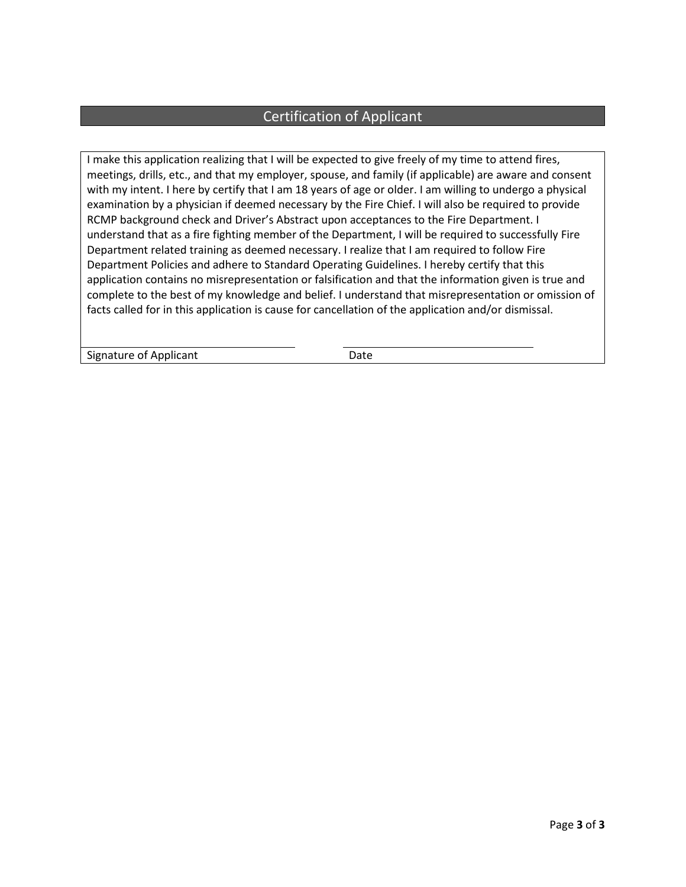## Certification of Applicant

I make this application realizing that I will be expected to give freely of my time to attend fires, meetings, drills, etc., and that my employer, spouse, and family (if applicable) are aware and consent with my intent. I here by certify that I am 18 years of age or older. I am willing to undergo a physical examination by a physician if deemed necessary by the Fire Chief. I will also be required to provide RCMP background check and Driver's Abstract upon acceptances to the Fire Department. I understand that as a fire fighting member of the Department, I will be required to successfully Fire Department related training as deemed necessary. I realize that I am required to follow Fire Department Policies and adhere to Standard Operating Guidelines. I hereby certify that this application contains no misrepresentation or falsification and that the information given is true and complete to the best of my knowledge and belief. I understand that misrepresentation or omission of facts called for in this application is cause for cancellation of the application and/or dismissal.

Signature of Applicant ______________________ Date ______________________